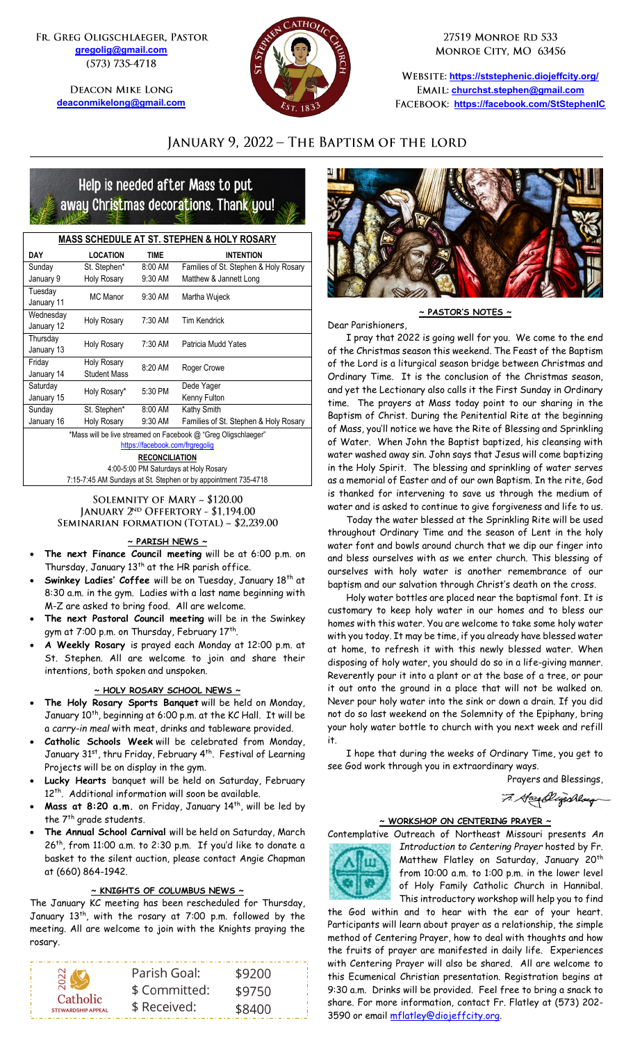**Fr. Greg Oligschlaeger, Pastor**
gregolig@gmail.com
(573) 735-4718

**Deacon Mike Long**
deaconmikelong@gmail.com

27519 Monroe Rd 533
Monroe City, MO 63456

Website: https://ststephenic.diojeffcity.org/
Email: churchst.stephen@gmail.com
Facebook: https://facebook.com/StStephenIC

# January 9, 2022 – The Baptism of the Lord

## Help is needed after Mass to put away Christmas decorations. Thank you!

**MASS SCHEDULE AT ST. STEPHEN & HOLY ROSARY**

| DAY | LOCATION | TIME | INTENTION |
|---|---|---|---|
| Sunday January 9 | St. Stephen* | 8:00 AM | Families of St. Stephen & Holy Rosary |
| | Holy Rosary | 9:30 AM | Matthew & Jannett Long |
| Tuesday January 11 | MC Manor | 9:30 AM | Martha Wujeck |
| Wednesday January 12 | Holy Rosary | 7:30 AM | Tim Kendrick |
| Thursday January 13 | Holy Rosary | 7:30 AM | Patricia Mudd Yates |
| Friday January 14 | Holy Rosary Student Mass | 8:20 AM | Roger Crowe |
| Saturday January 15 | Holy Rosary* | 5:30 PM | Dede Yager / Kenny Fulton |
| Sunday January 16 | St. Stephen* | 8:00 AM | Kathy Smith |
| | Holy Rosary | 9:30 AM | Families of St. Stephen & Holy Rosary |

*Mass will be live streamed on Facebook @ "Greg Oligschlaeger"
https://facebook.com/frgregolig

**RECONCILIATION**
4:00-5:00 PM Saturdays at Holy Rosary
7:15-7:45 AM Sundays at St. Stephen or by appointment 735-4718

Solemnity of Mary ~ $120.00
January 2nd Offertory - $1,194.00
Seminarian Formation (Total) ~ $2,239.00

## ~ PARISH NEWS ~

- **The next Finance Council meeting** will be at 6:00 p.m. on Thursday, January 13th at the HR parish office.
- **Swinkey Ladies' Coffee** will be on Tuesday, January 18th at 8:30 a.m. in the gym. Ladies with a last name beginning with M-Z are asked to bring food. All are welcome.
- **The next Pastoral Council meeting** will be in the Swinkey gym at 7:00 p.m. on Thursday, February 17th.
- **A Weekly Rosary** is prayed each Monday at 12:00 p.m. at St. Stephen. All are welcome to join and share their intentions, both spoken and unspoken.

## ~ HOLY ROSARY SCHOOL NEWS ~

- **The Holy Rosary Sports Banquet** will be held on Monday, January 10th, beginning at 6:00 p.m. at the KC Hall. It will be a *carry-in meal* with meat, drinks and tableware provided.
- **Catholic Schools Week** will be celebrated from Monday, January 31st, thru Friday, February 4th. Festival of Learning Projects will be on display in the gym.
- **Lucky Hearts** banquet will be held on Saturday, February 12th. Additional information will soon be available.
- **Mass at 8:20 a.m.** on Friday, January 14th, will be led by the 7th grade students.
- **The Annual School Carnival** will be held on Saturday, March 26th, from 11:00 a.m. to 2:30 p.m. If you'd like to donate a basket to the silent auction, please contact Angie Chapman at (660) 864-1942.

## ~ KNIGHTS OF COLUMBUS NEWS ~

The January KC meeting has been rescheduled for Thursday, January 13th, with the rosary at 7:00 p.m. followed by the meeting. All are welcome to join with the Knights praying the rosary.

2022 Catholic Stewardship Appeal

| | |
|---|---|
| Parish Goal: | $9200 |
| $ Committed: | $9750 |
| $ Received: | $8400 |

## ~ PASTOR'S NOTES ~

Dear Parishioners,

I pray that 2022 is going well for you. We come to the end of the Christmas season this weekend. The Feast of the Baptism of the Lord is a liturgical season bridge between Christmas and Ordinary Time. It is the conclusion of the Christmas season, and yet the Lectionary also calls it the First Sunday in Ordinary time. The prayers at Mass today point to our sharing in the Baptism of Christ. During the Penitential Rite at the beginning of Mass, you'll notice we have the Rite of Blessing and Sprinkling of Water. When John the Baptist baptized, his cleansing with water washed away sin. John says that Jesus will come baptizing in the Holy Spirit. The blessing and sprinkling of water serves as a memorial of Easter and of our own Baptism. In the rite, God is thanked for intervening to save us through the medium of water and is asked to continue to give forgiveness and life to us.

Today the water blessed at the Sprinkling Rite will be used throughout Ordinary Time and the season of Lent in the holy water font and bowls around church that we dip our finger into and bless ourselves with as we enter church. This blessing of ourselves with holy water is another remembrance of our baptism and our salvation through Christ's death on the cross.

Holy water bottles are placed near the baptismal font. It is customary to keep holy water in our homes and to bless our homes with this water. You are welcome to take some holy water with you today. It may be time, if you already have blessed water at home, to refresh it with this newly blessed water. When disposing of holy water, you should do so in a life-giving manner. Reverently pour it into a plant or at the base of a tree, or pour it out onto the ground in a place that will not be walked on. Never pour holy water into the sink or down a drain. If you did not do so last weekend on the Solemnity of the Epiphany, bring your holy water bottle to church with you next week and refill it.

I hope that during the weeks of Ordinary Time, you get to see God work through you in extraordinary ways.

Prayers and Blessings,

Fr. Greg Oligschlaeger

## ~ WORKSHOP ON CENTERING PRAYER ~

Contemplative Outreach of Northeast Missouri presents *An Introduction to Centering Prayer* hosted by Fr. Matthew Flatley on Saturday, January 20th from 10:00 a.m. to 1:00 p.m. in the lower level of Holy Family Catholic Church in Hannibal. This introductory workshop will help you to find the God within and to hear with the ear of your heart. Participants will learn about prayer as a relationship, the simple method of Centering Prayer, how to deal with thoughts and how the fruits of prayer are manifested in daily life. Experiences with Centering Prayer will also be shared. All are welcome to this Ecumenical Christian presentation. Registration begins at 9:30 a.m. Drinks will be provided. Feel free to bring a snack to share. For more information, contact Fr. Flatley at (573) 202-3590 or email mflatley@diojeffcity.org.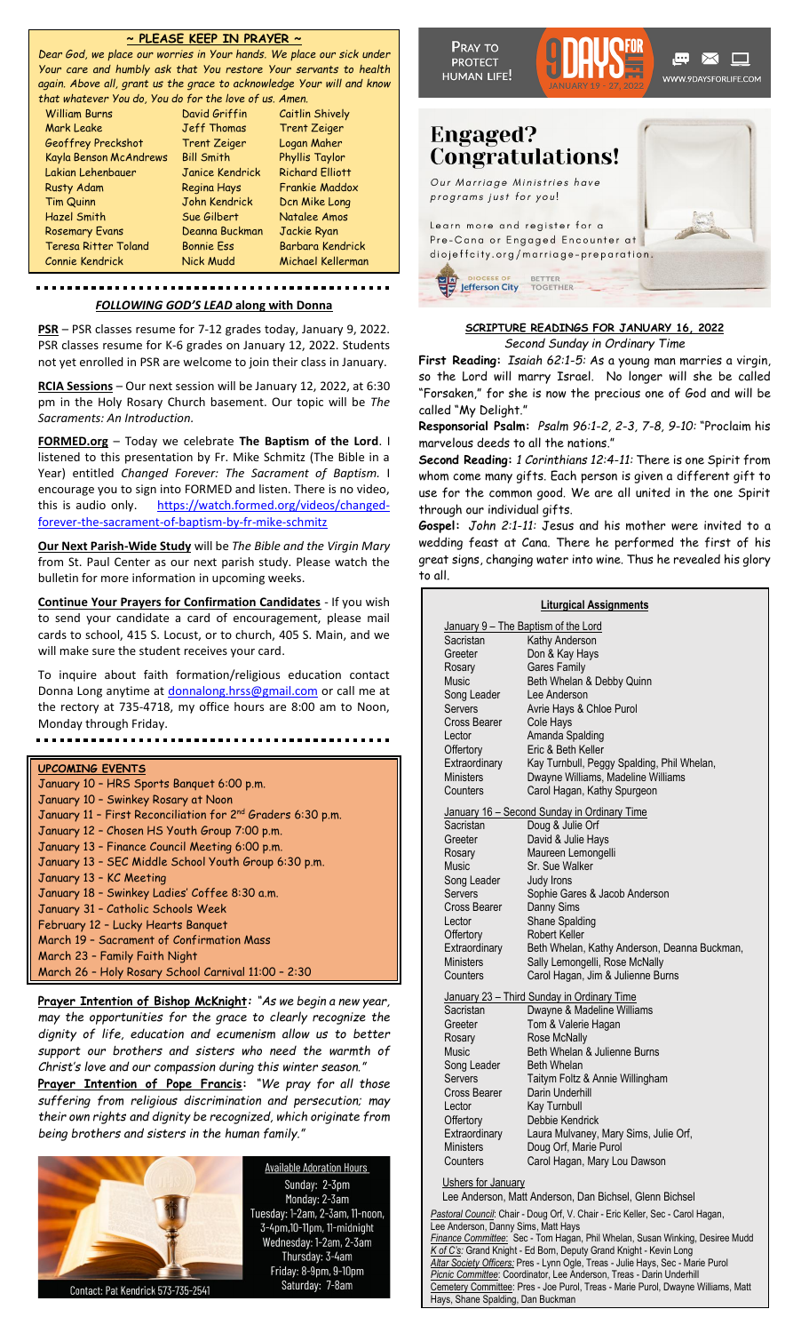## ~ PLEASE KEEP IN PRAYER ~

*Dear God, we place our worries in Your hands. We place our sick under Your care and humbly ask that You restore Your servants to health again. Above all, grant us the grace to acknowledge Your will and know that whatever You do, You do for the love of us. Amen.*

| | | |
|---|---|---|
| William Burns | David Griffin | Caitlin Shively |
| Mark Leake | Jeff Thomas | Trent Zeiger |
| Geoffrey Preckshot | Trent Zeiger | Logan Maher |
| Kayla Benson McAndrews | Bill Smith | Phyllis Taylor |
| Lakian Lehenbauer | Janice Kendrick | Richard Elliott |
| Rusty Adam | Regina Hays | Frankie Maddox |
| Tim Quinn | John Kendrick | Dcn Mike Long |
| Hazel Smith | Sue Gilbert | Natalee Amos |
| Rosemary Evans | Deanna Buckman | Jackie Ryan |
| Teresa Ritter Toland | Bonnie Ess | Barbara Kendrick |
| Connie Kendrick | Nick Mudd | Michael Kellerman |

## *FOLLOWING GOD'S LEAD* along with Donna

**PSR** – PSR classes resume for 7-12 grades today, January 9, 2022. PSR classes resume for K-6 grades on January 12, 2022. Students not yet enrolled in PSR are welcome to join their class in January.

**RCIA Sessions** – Our next session will be January 12, 2022, at 6:30 pm in the Holy Rosary Church basement. Our topic will be *The Sacraments: An Introduction.*

**FORMED.org** – Today we celebrate **The Baptism of the Lord**. I listened to this presentation by Fr. Mike Schmitz (The Bible in a Year) entitled *Changed Forever: The Sacrament of Baptism.* I encourage you to sign into FORMED and listen. There is no video, this is audio only. https://watch.formed.org/videos/changed-forever-the-sacrament-of-baptism-by-fr-mike-schmitz

**Our Next Parish-Wide Study** will be *The Bible and the Virgin Mary* from St. Paul Center as our next parish study. Please watch the bulletin for more information in upcoming weeks.

**Continue Your Prayers for Confirmation Candidates** - If you wish to send your candidate a card of encouragement, please mail cards to school, 415 S. Locust, or to church, 405 S. Main, and we will make sure the student receives your card.

To inquire about faith formation/religious education contact Donna Long anytime at donnalong.hrss@gmail.com or call me at the rectory at 735-4718, my office hours are 8:00 am to Noon, Monday through Friday.

## UPCOMING EVENTS

January 10 – HRS Sports Banquet 6:00 p.m.
January 10 – Swinkey Rosary at Noon
January 11 – First Reconciliation for 2nd Graders 6:30 p.m.
January 12 – Chosen HS Youth Group 7:00 p.m.
January 13 – Finance Council Meeting 6:00 p.m.
January 13 – SEC Middle School Youth Group 6:30 p.m.
January 13 – KC Meeting
January 18 – Swinkey Ladies' Coffee 8:30 a.m.
January 31 – Catholic Schools Week
February 12 – Lucky Hearts Banquet
March 19 – Sacrament of Confirmation Mass
March 23 – Family Faith Night
March 26 – Holy Rosary School Carnival 11:00 – 2:30

**Prayer Intention of Bishop McKnight:** *"As we begin a new year, may the opportunities for the grace to clearly recognize the dignity of life, education and ecumenism allow us to better support our brothers and sisters who need the warmth of Christ's love and our compassion during this winter season."*

**Prayer Intention of Pope Francis:** *"We pray for all those suffering from religious discrimination and persecution; may their own rights and dignity be recognized, which originate from being brothers and sisters in the human family."*

Available Adoration Hours
Sunday: 2-3pm
Monday: 2-3am
Tuesday: 1-2am, 2-3am, 11-noon, 3-4pm, 10-11pm, 11-midnight
Wednesday: 1-2am, 2-3am
Thursday: 3-4am
Friday: 8-9pm, 9-10pm
Saturday: 7-8am

Contact: Pat Kendrick 573-735-2541

PRAY TO PROTECT HUMAN LIFE! 9 DAYS FOR LIFE JANUARY 19 – 27, 2022 WWW.9DAYSFORLIFE.COM

# Engaged? Congratulations!

*Our Marriage Ministries have programs just for you!*

Learn more and register for a Pre-Cana or Engaged Encounter at diojeffcity.org/marriage-preparation.

DIOCESE OF Jefferson City — BETTER TOGETHER

## SCRIPTURE READINGS FOR JANUARY 16, 2022

*Second Sunday in Ordinary Time*

**First Reading:** *Isaiah 62:1-5:* As a young man marries a virgin, so the Lord will marry Israel. No longer will she be called "Forsaken," for she is now the precious one of God and will be called "My Delight."

**Responsorial Psalm:** *Psalm 96:1-2, 2-3, 7-8, 9-10:* "Proclaim his marvelous deeds to all the nations."

**Second Reading:** *1 Corinthians 12:4-11:* There is one Spirit from whom come many gifts. Each person is given a different gift to use for the common good. We are all united in the one Spirit through our individual gifts.

**Gospel:** *John 2:1-11:* Jesus and his mother were invited to a wedding feast at Cana. There he performed the first of his great signs, changing water into wine. Thus he revealed his glory to all.

## Liturgical Assignments

January 9 – The Baptism of the Lord

| | |
|---|---|
| Sacristan | Kathy Anderson |
| Greeter | Don & Kay Hays |
| Rosary | Gares Family |
| Music | Beth Whelan & Debby Quinn |
| Song Leader | Lee Anderson |
| Servers | Avrie Hays & Chloe Purol |
| Cross Bearer | Cole Hays |
| Lector | Amanda Spalding |
| Offertory | Eric & Beth Keller |
| Extraordinary Ministers | Kay Turnbull, Peggy Spalding, Phil Whelan, Dwayne Williams, Madeline Williams |
| Counters | Carol Hagan, Kathy Spurgeon |

January 16 – Second Sunday in Ordinary Time

| | |
|---|---|
| Sacristan | Doug & Julie Orf |
| Greeter | David & Julie Hays |
| Rosary | Maureen Lemongelli |
| Music | Sr. Sue Walker |
| Song Leader | Judy Irons |
| Servers | Sophie Gares & Jacob Anderson |
| Cross Bearer | Danny Sims |
| Lector | Shane Spalding |
| Offertory | Robert Keller |
| Extraordinary Ministers | Beth Whelan, Kathy Anderson, Deanna Buckman, Sally Lemongelli, Rose McNally |
| Counters | Carol Hagan, Jim & Julienne Burns |

January 23 – Third Sunday in Ordinary Time

| | |
|---|---|
| Sacristan | Dwayne & Madeline Williams |
| Greeter | Tom & Valerie Hagan |
| Rosary | Rose McNally |
| Music | Beth Whelan & Julienne Burns |
| Song Leader | Beth Whelan |
| Servers | Taitym Foltz & Annie Willingham |
| Cross Bearer | Darin Underhill |
| Lector | Kay Turnbull |
| Offertory | Debbie Kendrick |
| Extraordinary Ministers | Laura Mulvaney, Mary Sims, Julie Orf, Doug Orf, Marie Purol |
| Counters | Carol Hagan, Mary Lou Dawson |

Ushers for January
Lee Anderson, Matt Anderson, Dan Bichsel, Glenn Bichsel

*Pastoral Council*: Chair - Doug Orf, V. Chair - Eric Keller, Sec - Carol Hagan, Lee Anderson, Danny Sims, Matt Hays
*Finance Committee*: Sec - Tom Hagan, Phil Whelan, Susan Winking, Desiree Mudd
*K of C's*: Grand Knight - Ed Bom, Deputy Grand Knight - Kevin Long
*Altar Society Officers*: Pres - Lynn Ogle, Treas - Julie Hays, Sec - Marie Purol
*Picnic Committee*: Coordinator, Lee Anderson, Treas - Darin Underhill
*Cemetery Committee*: Pres - Joe Purol, Treas - Marie Purol, Dwayne Williams, Matt Hays, Shane Spalding, Dan Buckman